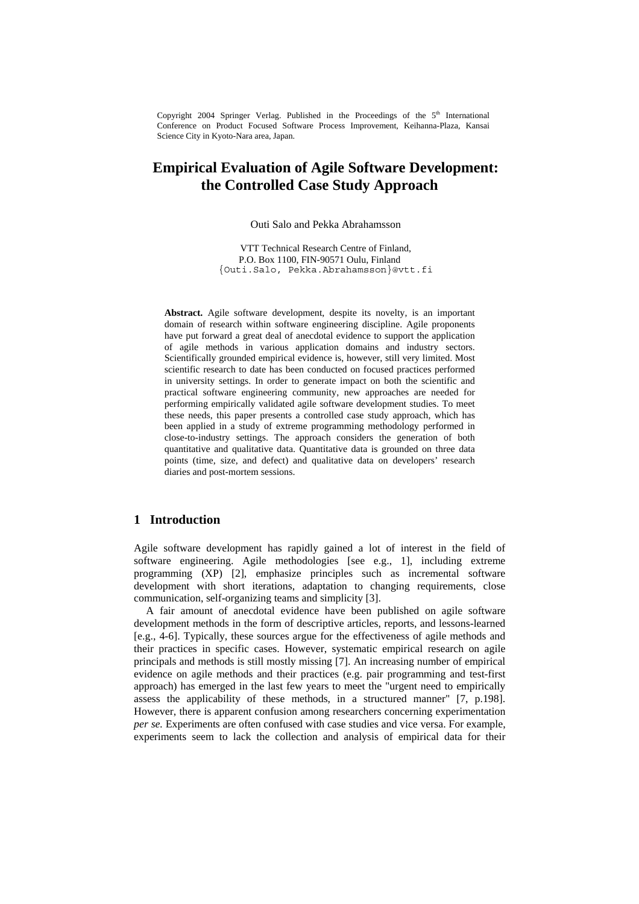Copyright 2004 Springer Verlag. Published in the Proceedings of the 5th International Conference on Product Focused Software Process Improvement, Keihanna-Plaza, Kansai Science City in Kyoto-Nara area, Japan.

# Empirical Evaluation of Agile Software Development: the Controlled Case Study Approach

Outi Salo and Pekka Abrahamsson

VTT Technical Research Centre of Finland,
P.O. Box 1100, FIN-90571 Oulu, Finland
{Outi.Salo, Pekka.Abrahamsson}@vtt.fi

**Abstract.** Agile software development, despite its novelty, is an important domain of research within software engineering discipline. Agile proponents have put forward a great deal of anecdotal evidence to support the application of agile methods in various application domains and industry sectors. Scientifically grounded empirical evidence is, however, still very limited. Most scientific research to date has been conducted on focused practices performed in university settings. In order to generate impact on both the scientific and practical software engineering community, new approaches are needed for performing empirically validated agile software development studies. To meet these needs, this paper presents a controlled case study approach, which has been applied in a study of extreme programming methodology performed in close-to-industry settings. The approach considers the generation of both quantitative and qualitative data. Quantitative data is grounded on three data points (time, size, and defect) and qualitative data on developers' research diaries and post-mortem sessions.

## 1 Introduction

Agile software development has rapidly gained a lot of interest in the field of software engineering. Agile methodologies [see e.g., 1], including extreme programming (XP) [2], emphasize principles such as incremental software development with short iterations, adaptation to changing requirements, close communication, self-organizing teams and simplicity [3].

A fair amount of anecdotal evidence have been published on agile software development methods in the form of descriptive articles, reports, and lessons-learned [e.g., 4-6]. Typically, these sources argue for the effectiveness of agile methods and their practices in specific cases. However, systematic empirical research on agile principals and methods is still mostly missing [7]. An increasing number of empirical evidence on agile methods and their practices (e.g. pair programming and test-first approach) has emerged in the last few years to meet the "urgent need to empirically assess the applicability of these methods, in a structured manner" [7, p.198]. However, there is apparent confusion among researchers concerning experimentation *per se.* Experiments are often confused with case studies and vice versa. For example, experiments seem to lack the collection and analysis of empirical data for their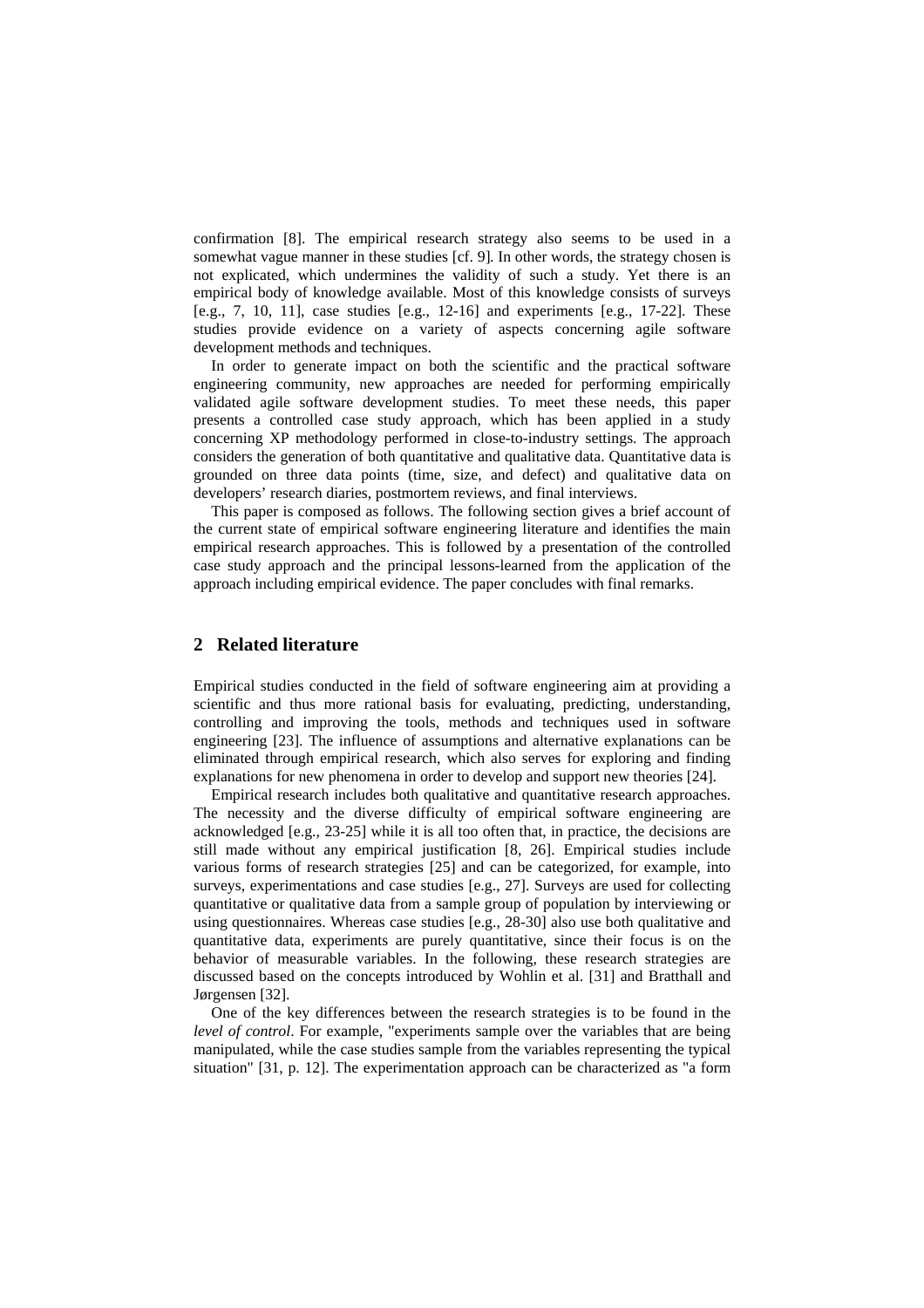confirmation [8]. The empirical research strategy also seems to be used in a somewhat vague manner in these studies [cf. 9]. In other words, the strategy chosen is not explicated, which undermines the validity of such a study. Yet there is an empirical body of knowledge available. Most of this knowledge consists of surveys [e.g., 7, 10, 11], case studies [e.g., 12-16] and experiments [e.g., 17-22]. These studies provide evidence on a variety of aspects concerning agile software development methods and techniques.

In order to generate impact on both the scientific and the practical software engineering community, new approaches are needed for performing empirically validated agile software development studies. To meet these needs, this paper presents a controlled case study approach, which has been applied in a study concerning XP methodology performed in close-to-industry settings. The approach considers the generation of both quantitative and qualitative data. Quantitative data is grounded on three data points (time, size, and defect) and qualitative data on developers' research diaries, postmortem reviews, and final interviews.

This paper is composed as follows. The following section gives a brief account of the current state of empirical software engineering literature and identifies the main empirical research approaches. This is followed by a presentation of the controlled case study approach and the principal lessons-learned from the application of the approach including empirical evidence. The paper concludes with final remarks.

## 2 Related literature

Empirical studies conducted in the field of software engineering aim at providing a scientific and thus more rational basis for evaluating, predicting, understanding, controlling and improving the tools, methods and techniques used in software engineering [23]. The influence of assumptions and alternative explanations can be eliminated through empirical research, which also serves for exploring and finding explanations for new phenomena in order to develop and support new theories [24].

Empirical research includes both qualitative and quantitative research approaches. The necessity and the diverse difficulty of empirical software engineering are acknowledged [e.g., 23-25] while it is all too often that, in practice, the decisions are still made without any empirical justification [8, 26]. Empirical studies include various forms of research strategies [25] and can be categorized, for example, into surveys, experimentations and case studies [e.g., 27]. Surveys are used for collecting quantitative or qualitative data from a sample group of population by interviewing or using questionnaires. Whereas case studies [e.g., 28-30] also use both qualitative and quantitative data, experiments are purely quantitative, since their focus is on the behavior of measurable variables. In the following, these research strategies are discussed based on the concepts introduced by Wohlin et al. [31] and Bratthall and Jørgensen [32].

One of the key differences between the research strategies is to be found in the *level of control*. For example, "experiments sample over the variables that are being manipulated, while the case studies sample from the variables representing the typical situation" [31, p. 12]. The experimentation approach can be characterized as "a form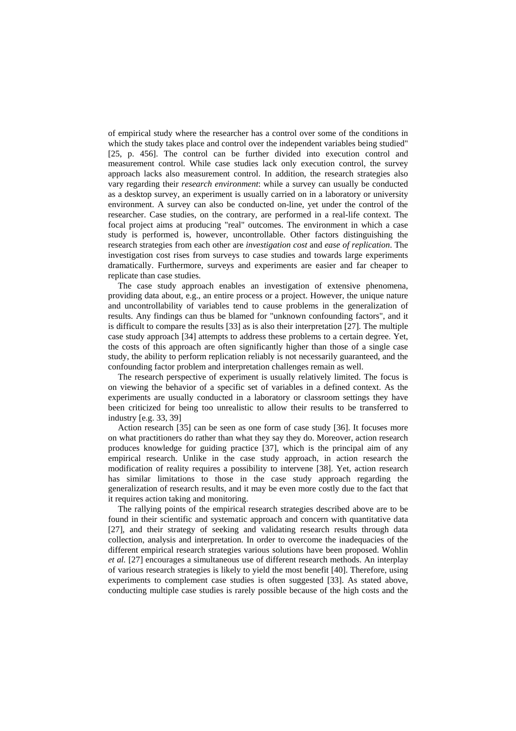of empirical study where the researcher has a control over some of the conditions in which the study takes place and control over the independent variables being studied" [25, p. 456]. The control can be further divided into execution control and measurement control. While case studies lack only execution control, the survey approach lacks also measurement control. In addition, the research strategies also vary regarding their *research environment*: while a survey can usually be conducted as a desktop survey, an experiment is usually carried on in a laboratory or university environment. A survey can also be conducted on-line, yet under the control of the researcher. Case studies, on the contrary, are performed in a real-life context. The focal project aims at producing "real" outcomes. The environment in which a case study is performed is, however, uncontrollable. Other factors distinguishing the research strategies from each other are *investigation cost* and *ease of replication*. The investigation cost rises from surveys to case studies and towards large experiments dramatically. Furthermore, surveys and experiments are easier and far cheaper to replicate than case studies.

The case study approach enables an investigation of extensive phenomena, providing data about, e.g., an entire process or a project. However, the unique nature and uncontrollability of variables tend to cause problems in the generalization of results. Any findings can thus be blamed for "unknown confounding factors", and it is difficult to compare the results [33] as is also their interpretation [27]. The multiple case study approach [34] attempts to address these problems to a certain degree. Yet, the costs of this approach are often significantly higher than those of a single case study, the ability to perform replication reliably is not necessarily guaranteed, and the confounding factor problem and interpretation challenges remain as well.

The research perspective of experiment is usually relatively limited. The focus is on viewing the behavior of a specific set of variables in a defined context. As the experiments are usually conducted in a laboratory or classroom settings they have been criticized for being too unrealistic to allow their results to be transferred to industry [e.g. 33, 39]

Action research [35] can be seen as one form of case study [36]. It focuses more on what practitioners do rather than what they say they do. Moreover, action research produces knowledge for guiding practice [37], which is the principal aim of any empirical research. Unlike in the case study approach, in action research the modification of reality requires a possibility to intervene [38]. Yet, action research has similar limitations to those in the case study approach regarding the generalization of research results, and it may be even more costly due to the fact that it requires action taking and monitoring.

The rallying points of the empirical research strategies described above are to be found in their scientific and systematic approach and concern with quantitative data [27], and their strategy of seeking and validating research results through data collection, analysis and interpretation. In order to overcome the inadequacies of the different empirical research strategies various solutions have been proposed. Wohlin *et al.* [27] encourages a simultaneous use of different research methods. An interplay of various research strategies is likely to yield the most benefit [40]. Therefore, using experiments to complement case studies is often suggested [33]. As stated above, conducting multiple case studies is rarely possible because of the high costs and the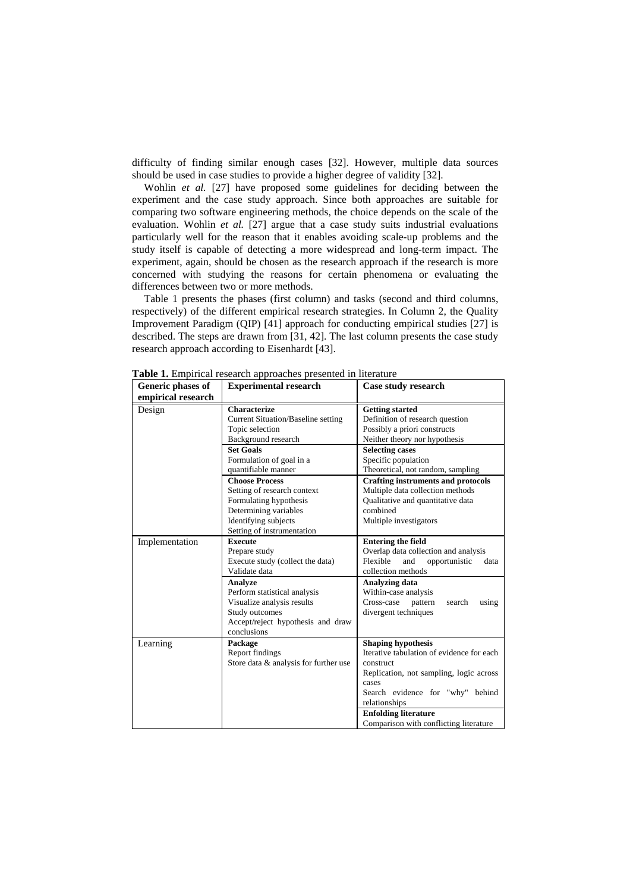difficulty of finding similar enough cases [32]. However, multiple data sources should be used in case studies to provide a higher degree of validity [32].

Wohlin *et al.* [27] have proposed some guidelines for deciding between the experiment and the case study approach. Since both approaches are suitable for comparing two software engineering methods, the choice depends on the scale of the evaluation. Wohlin *et al.* [27] argue that a case study suits industrial evaluations particularly well for the reason that it enables avoiding scale-up problems and the study itself is capable of detecting a more widespread and long-term impact. The experiment, again, should be chosen as the research approach if the research is more concerned with studying the reasons for certain phenomena or evaluating the differences between two or more methods.

Table 1 presents the phases (first column) and tasks (second and third columns, respectively) of the different empirical research strategies. In Column 2, the Quality Improvement Paradigm (QIP) [41] approach for conducting empirical studies [27] is described. The steps are drawn from [31, 42]. The last column presents the case study research approach according to Eisenhardt [43].

**Table 1.** Empirical research approaches presented in literature

| Generic phases of empirical research | Experimental research | Case study research |
|---|---|---|
| Design | **Characterize**<br>Current Situation/Baseline setting<br>Topic selection<br>Background research | **Getting started**<br>Definition of research question<br>Possibly a priori constructs<br>Neither theory nor hypothesis |
| | **Set Goals**<br>Formulation of goal in a quantifiable manner | **Selecting cases**<br>Specific population<br>Theoretical, not random, sampling |
| | **Choose Process**<br>Setting of research context<br>Formulating hypothesis<br>Determining variables<br>Identifying subjects<br>Setting of instrumentation | **Crafting instruments and protocols**<br>Multiple data collection methods<br>Qualitative and quantitative data combined<br>Multiple investigators |
| Implementation | **Execute**<br>Prepare study<br>Execute study (collect the data)<br>Validate data | **Entering the field**<br>Overlap data collection and analysis<br>Flexible and opportunistic data collection methods |
| | **Analyze**<br>Perform statistical analysis<br>Visualize analysis results<br>Study outcomes<br>Accept/reject hypothesis and draw conclusions | **Analyzing data**<br>Within-case analysis<br>Cross-case pattern search using divergent techniques |
| Learning | **Package**<br>Report findings<br>Store data & analysis for further use | **Shaping hypothesis**<br>Iterative tabulation of evidence for each construct<br>Replication, not sampling, logic across cases<br>Search evidence for "why" behind relationships |
| | | **Enfolding literature**<br>Comparison with conflicting literature |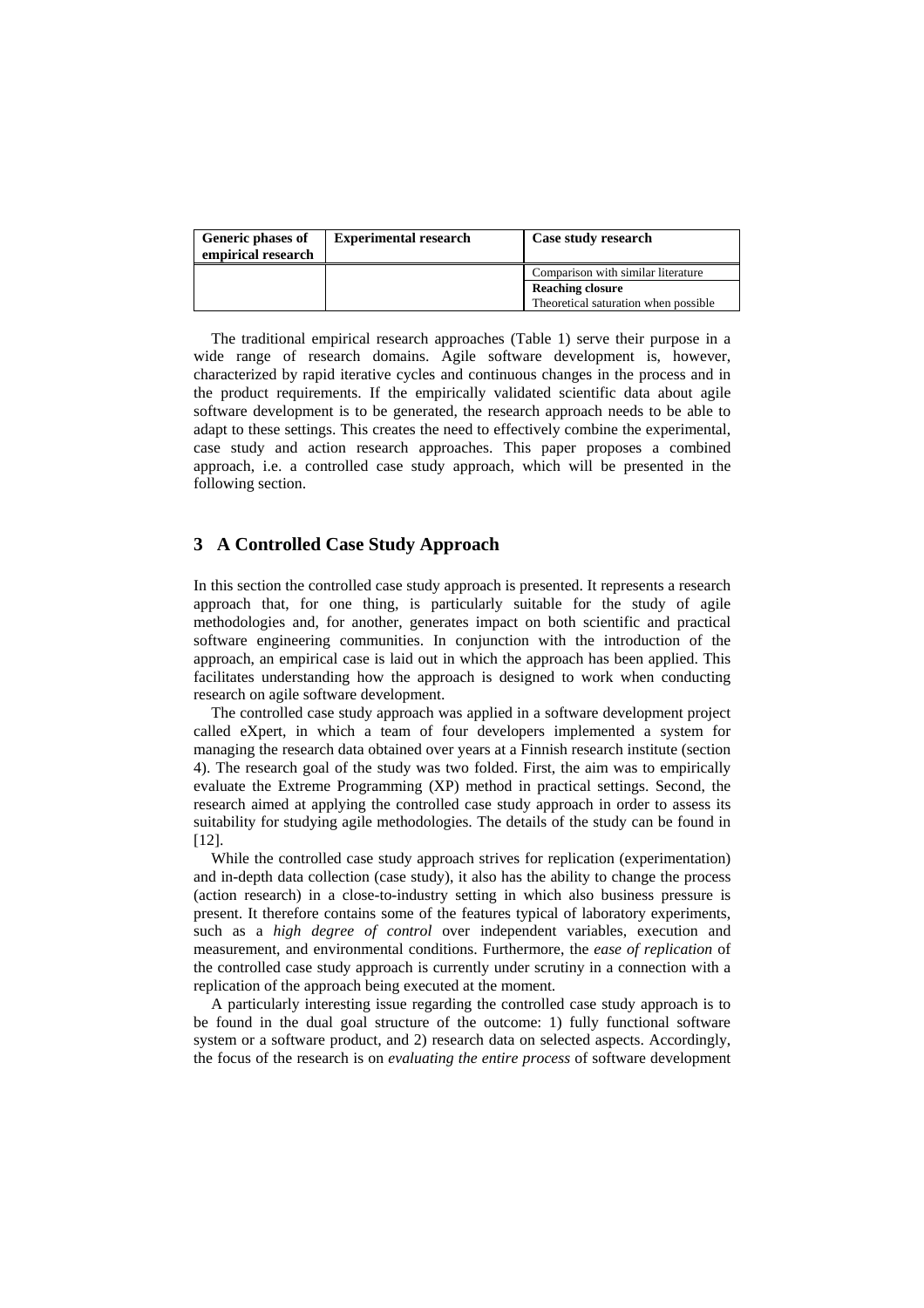| Generic phases of empirical research | Experimental research | Case study research |
|---|---|---|
| | | Comparison with similar literature |
| | | **Reaching closure** Theoretical saturation when possible |

The traditional empirical research approaches (Table 1) serve their purpose in a wide range of research domains. Agile software development is, however, characterized by rapid iterative cycles and continuous changes in the process and in the product requirements. If the empirically validated scientific data about agile software development is to be generated, the research approach needs to be able to adapt to these settings. This creates the need to effectively combine the experimental, case study and action research approaches. This paper proposes a combined approach, i.e. a controlled case study approach, which will be presented in the following section.

## 3 A Controlled Case Study Approach

In this section the controlled case study approach is presented. It represents a research approach that, for one thing, is particularly suitable for the study of agile methodologies and, for another, generates impact on both scientific and practical software engineering communities. In conjunction with the introduction of the approach, an empirical case is laid out in which the approach has been applied. This facilitates understanding how the approach is designed to work when conducting research on agile software development.

The controlled case study approach was applied in a software development project called eXpert, in which a team of four developers implemented a system for managing the research data obtained over years at a Finnish research institute (section 4). The research goal of the study was two folded. First, the aim was to empirically evaluate the Extreme Programming (XP) method in practical settings. Second, the research aimed at applying the controlled case study approach in order to assess its suitability for studying agile methodologies. The details of the study can be found in [12].

While the controlled case study approach strives for replication (experimentation) and in-depth data collection (case study), it also has the ability to change the process (action research) in a close-to-industry setting in which also business pressure is present. It therefore contains some of the features typical of laboratory experiments, such as a *high degree of control* over independent variables, execution and measurement, and environmental conditions. Furthermore, the *ease of replication* of the controlled case study approach is currently under scrutiny in a connection with a replication of the approach being executed at the moment.

A particularly interesting issue regarding the controlled case study approach is to be found in the dual goal structure of the outcome: 1) fully functional software system or a software product, and 2) research data on selected aspects. Accordingly, the focus of the research is on *evaluating the entire process* of software development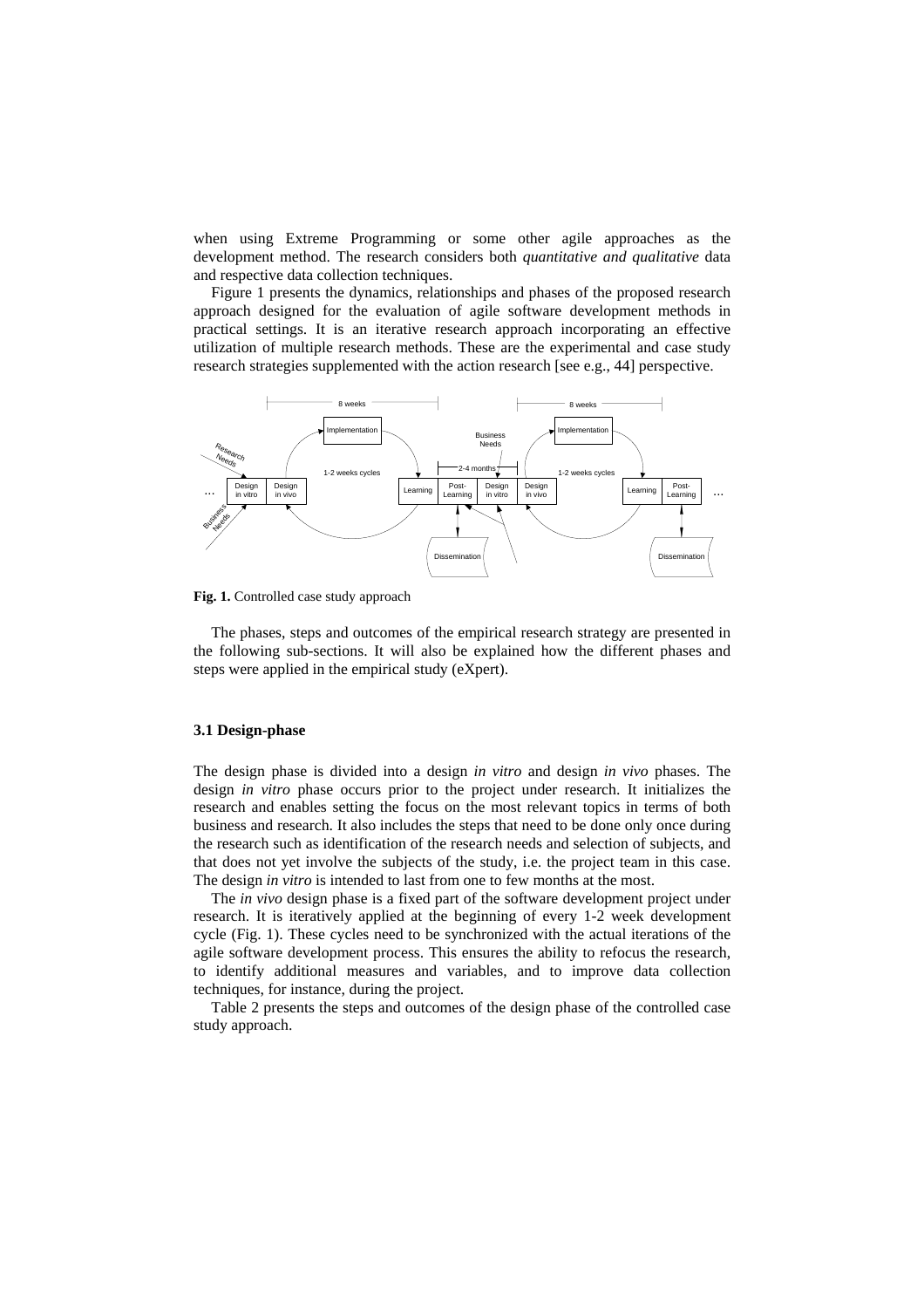when using Extreme Programming or some other agile approaches as the development method. The research considers both *quantitative and qualitative* data and respective data collection techniques.

Figure 1 presents the dynamics, relationships and phases of the proposed research approach designed for the evaluation of agile software development methods in practical settings. It is an iterative research approach incorporating an effective utilization of multiple research methods. These are the experimental and case study research strategies supplemented with the action research [see e.g., 44] perspective.

**Fig. 1.** Controlled case study approach

The phases, steps and outcomes of the empirical research strategy are presented in the following sub-sections. It will also be explained how the different phases and steps were applied in the empirical study (eXpert).

### 3.1 Design-phase

The design phase is divided into a design *in vitro* and design *in vivo* phases. The design *in vitro* phase occurs prior to the project under research. It initializes the research and enables setting the focus on the most relevant topics in terms of both business and research. It also includes the steps that need to be done only once during the research such as identification of the research needs and selection of subjects, and that does not yet involve the subjects of the study, i.e. the project team in this case. The design *in vitro* is intended to last from one to few months at the most.

The *in vivo* design phase is a fixed part of the software development project under research. It is iteratively applied at the beginning of every 1-2 week development cycle (Fig. 1). These cycles need to be synchronized with the actual iterations of the agile software development process. This ensures the ability to refocus the research, to identify additional measures and variables, and to improve data collection techniques, for instance, during the project.

Table 2 presents the steps and outcomes of the design phase of the controlled case study approach.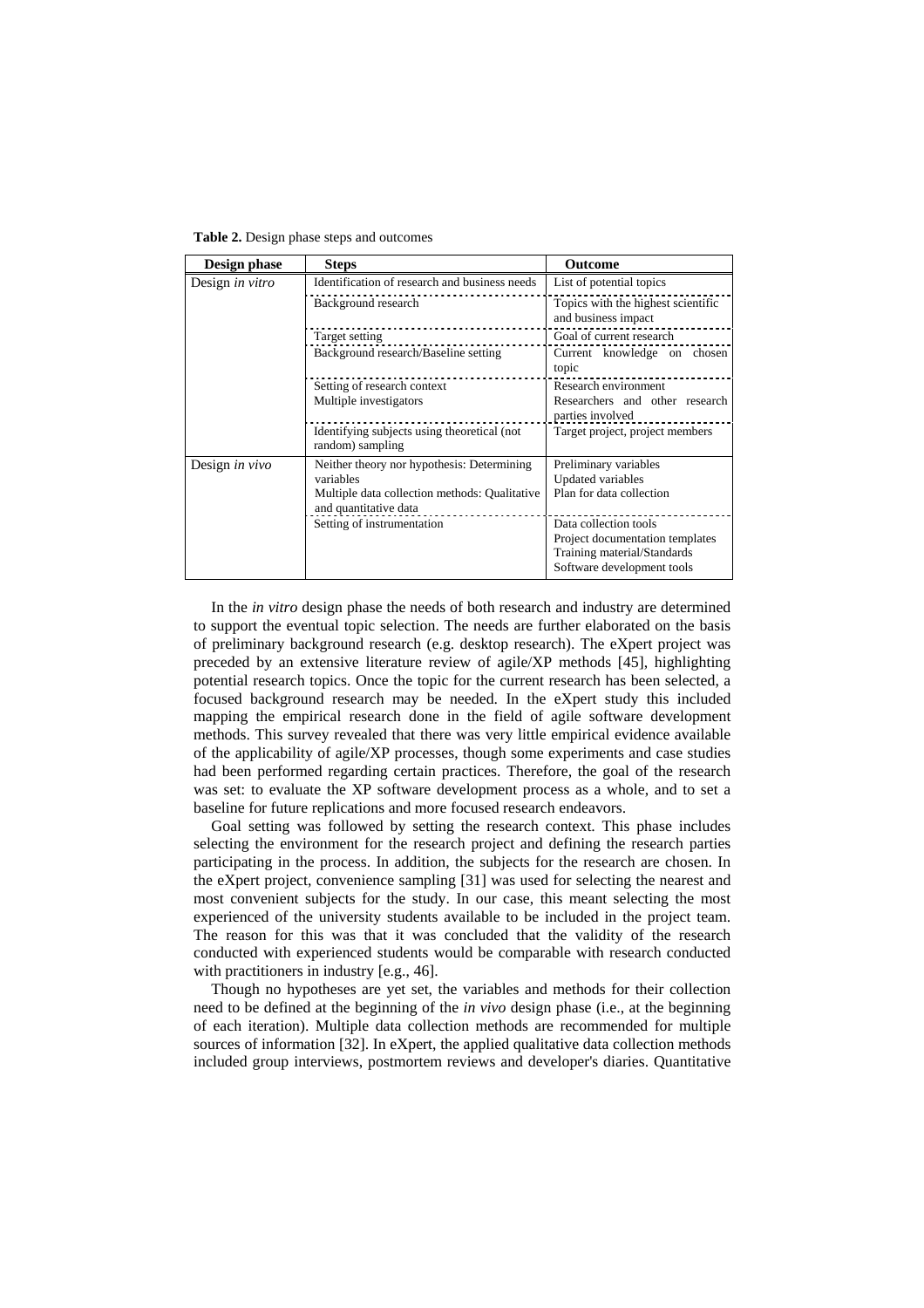**Table 2.** Design phase steps and outcomes

| Design phase | Steps | Outcome |
|---|---|---|
| Design *in vitro* | Identification of research and business needs | List of potential topics |
| | Background research | Topics with the highest scientific and business impact |
| | Target setting | Goal of current research |
| | Background research/Baseline setting | Current knowledge on chosen topic |
| | Setting of research context<br>Multiple investigators | Research environment<br>Researchers and other research parties involved |
| | Identifying subjects using theoretical (not random) sampling | Target project, project members |
| Design *in vivo* | Neither theory nor hypothesis: Determining variables<br>Multiple data collection methods: Qualitative and quantitative data | Preliminary variables<br>Updated variables<br>Plan for data collection |
| | Setting of instrumentation | Data collection tools<br>Project documentation templates<br>Training material/Standards<br>Software development tools |

In the *in vitro* design phase the needs of both research and industry are determined to support the eventual topic selection. The needs are further elaborated on the basis of preliminary background research (e.g. desktop research). The eXpert project was preceded by an extensive literature review of agile/XP methods [45], highlighting potential research topics. Once the topic for the current research has been selected, a focused background research may be needed. In the eXpert study this included mapping the empirical research done in the field of agile software development methods. This survey revealed that there was very little empirical evidence available of the applicability of agile/XP processes, though some experiments and case studies had been performed regarding certain practices. Therefore, the goal of the research was set: to evaluate the XP software development process as a whole, and to set a baseline for future replications and more focused research endeavors.

Goal setting was followed by setting the research context. This phase includes selecting the environment for the research project and defining the research parties participating in the process. In addition, the subjects for the research are chosen. In the eXpert project, convenience sampling [31] was used for selecting the nearest and most convenient subjects for the study. In our case, this meant selecting the most experienced of the university students available to be included in the project team. The reason for this was that it was concluded that the validity of the research conducted with experienced students would be comparable with research conducted with practitioners in industry [e.g., 46].

Though no hypotheses are yet set, the variables and methods for their collection need to be defined at the beginning of the *in vivo* design phase (i.e., at the beginning of each iteration). Multiple data collection methods are recommended for multiple sources of information [32]. In eXpert, the applied qualitative data collection methods included group interviews, postmortem reviews and developer's diaries. Quantitative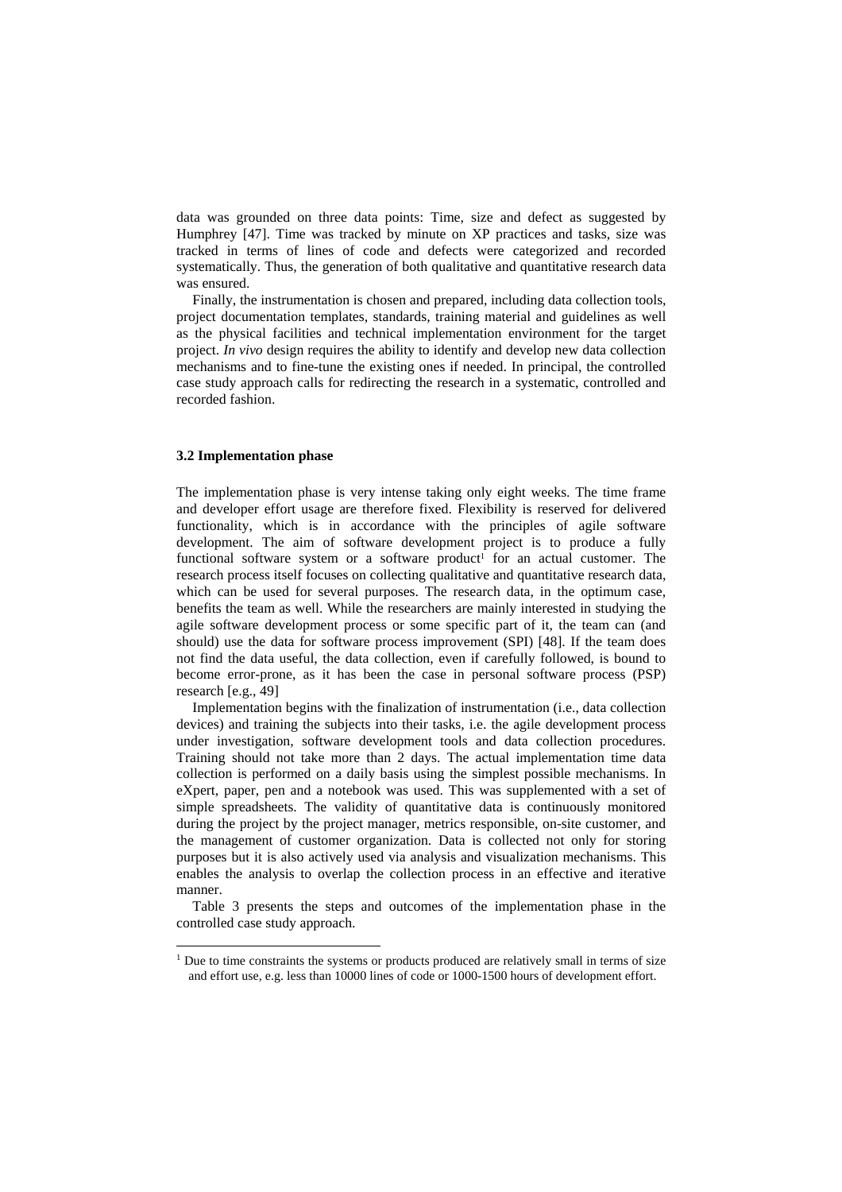data was grounded on three data points: Time, size and defect as suggested by Humphrey [47]. Time was tracked by minute on XP practices and tasks, size was tracked in terms of lines of code and defects were categorized and recorded systematically. Thus, the generation of both qualitative and quantitative research data was ensured.

Finally, the instrumentation is chosen and prepared, including data collection tools, project documentation templates, standards, training material and guidelines as well as the physical facilities and technical implementation environment for the target project. *In vivo* design requires the ability to identify and develop new data collection mechanisms and to fine-tune the existing ones if needed. In principal, the controlled case study approach calls for redirecting the research in a systematic, controlled and recorded fashion.

### 3.2 Implementation phase

The implementation phase is very intense taking only eight weeks. The time frame and developer effort usage are therefore fixed. Flexibility is reserved for delivered functionality, which is in accordance with the principles of agile software development. The aim of software development project is to produce a fully functional software system or a software product[1] for an actual customer. The research process itself focuses on collecting qualitative and quantitative research data, which can be used for several purposes. The research data, in the optimum case, benefits the team as well. While the researchers are mainly interested in studying the agile software development process or some specific part of it, the team can (and should) use the data for software process improvement (SPI) [48]. If the team does not find the data useful, the data collection, even if carefully followed, is bound to become error-prone, as it has been the case in personal software process (PSP) research [e.g., 49]

Implementation begins with the finalization of instrumentation (i.e., data collection devices) and training the subjects into their tasks, i.e. the agile development process under investigation, software development tools and data collection procedures. Training should not take more than 2 days. The actual implementation time data collection is performed on a daily basis using the simplest possible mechanisms. In eXpert, paper, pen and a notebook was used. This was supplemented with a set of simple spreadsheets. The validity of quantitative data is continuously monitored during the project by the project manager, metrics responsible, on-site customer, and the management of customer organization. Data is collected not only for storing purposes but it is also actively used via analysis and visualization mechanisms. This enables the analysis to overlap the collection process in an effective and iterative manner.

Table 3 presents the steps and outcomes of the implementation phase in the controlled case study approach.

[1] Due to time constraints the systems or products produced are relatively small in terms of size and effort use, e.g. less than 10000 lines of code or 1000-1500 hours of development effort.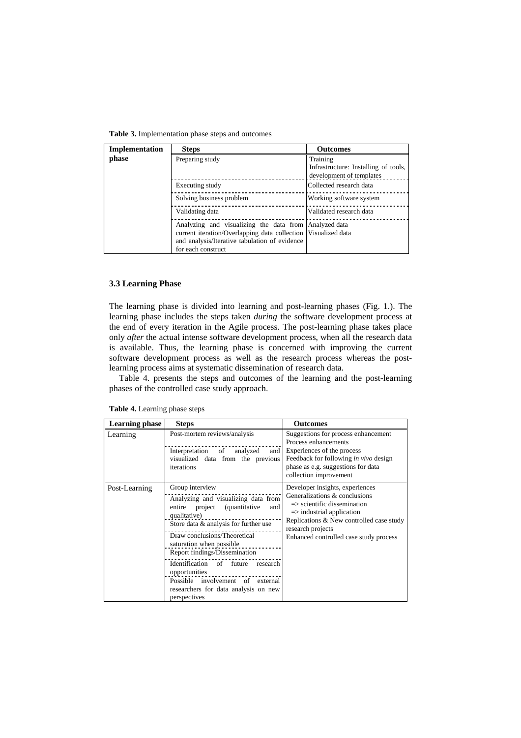**Table 3.** Implementation phase steps and outcomes

| Implementation phase | Steps | Outcomes |
|---|---|---|
| | Preparing study | Training<br>Infrastructure: Installing of tools, development of templates |
| | Executing study | Collected research data |
| | Solving business problem | Working software system |
| | Validating data | Validated research data |
| | Analyzing and visualizing the data from current iteration/Overlapping data collection and analysis/Iterative tabulation of evidence for each construct | Analyzed data<br>Visualized data |

### 3.3 Learning Phase

The learning phase is divided into learning and post-learning phases (Fig. 1.). The learning phase includes the steps taken *during* the software development process at the end of every iteration in the Agile process. The post-learning phase takes place only *after* the actual intense software development process, when all the research data is available. Thus, the learning phase is concerned with improving the current software development process as well as the research process whereas the post-learning process aims at systematic dissemination of research data.

Table 4. presents the steps and outcomes of the learning and the post-learning phases of the controlled case study approach.

**Table 4.** Learning phase steps

| Learning phase | Steps | Outcomes |
|---|---|---|
| Learning | Post-mortem reviews/analysis<br>Interpretation of analyzed and visualized data from the previous iterations | Suggestions for process enhancement<br>Process enhancements<br>Experiences of the process<br>Feedback for following *in vivo* design phase as e.g. suggestions for data collection improvement |
| Post-Learning | Group interview<br>Analyzing and visualizing data from entire project (quantitative and qualitative)<br>Store data & analysis for further use<br>Draw conclusions/Theoretical saturation when possible<br>Report findings/Dissemination<br>Identification of future research opportunities<br>Possible involvement of external researchers for data analysis on new perspectives | Developer insights, experiences<br>Generalizations & conclusions<br>=> scientific dissemination<br>=> industrial application<br>Replications & New controlled case study research projects<br>Enhanced controlled case study process |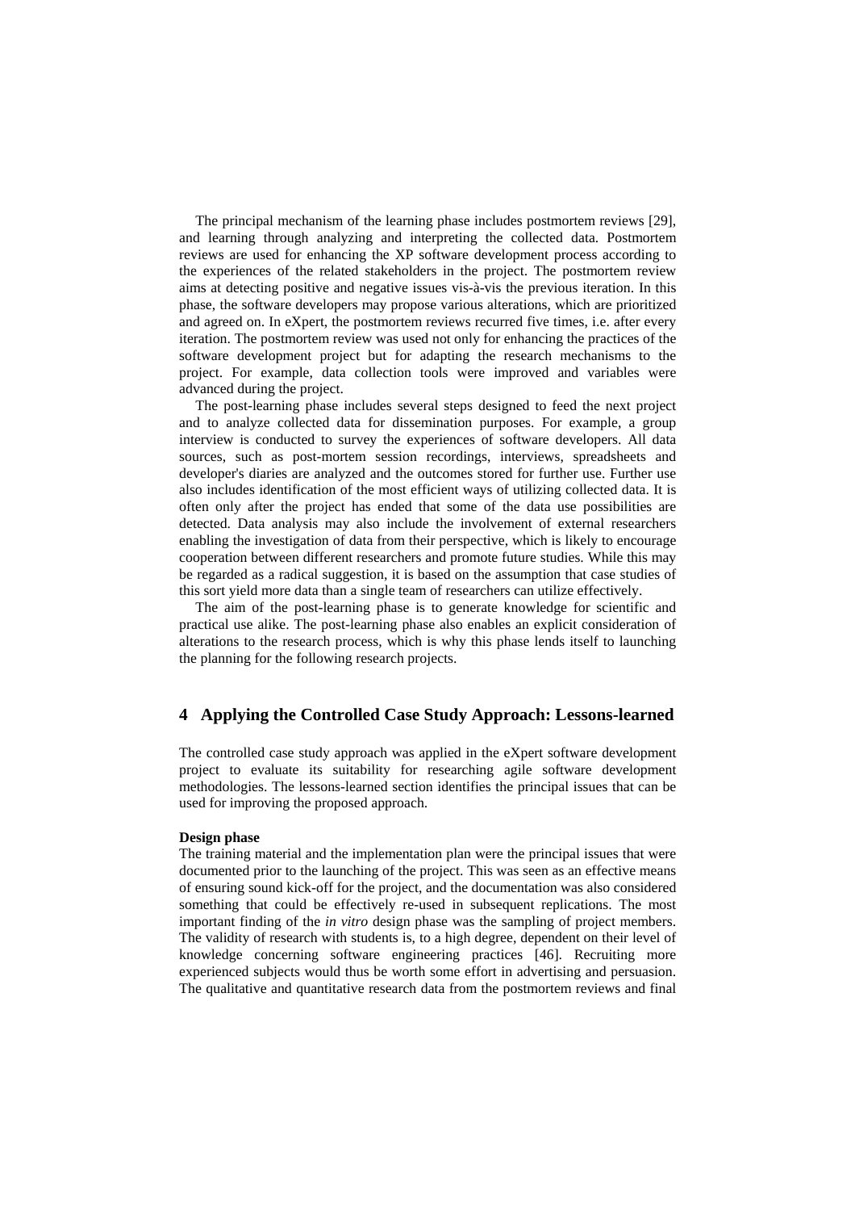The principal mechanism of the learning phase includes postmortem reviews [29], and learning through analyzing and interpreting the collected data. Postmortem reviews are used for enhancing the XP software development process according to the experiences of the related stakeholders in the project. The postmortem review aims at detecting positive and negative issues vis-à-vis the previous iteration. In this phase, the software developers may propose various alterations, which are prioritized and agreed on. In eXpert, the postmortem reviews recurred five times, i.e. after every iteration. The postmortem review was used not only for enhancing the practices of the software development project but for adapting the research mechanisms to the project. For example, data collection tools were improved and variables were advanced during the project.

The post-learning phase includes several steps designed to feed the next project and to analyze collected data for dissemination purposes. For example, a group interview is conducted to survey the experiences of software developers. All data sources, such as post-mortem session recordings, interviews, spreadsheets and developer's diaries are analyzed and the outcomes stored for further use. Further use also includes identification of the most efficient ways of utilizing collected data. It is often only after the project has ended that some of the data use possibilities are detected. Data analysis may also include the involvement of external researchers enabling the investigation of data from their perspective, which is likely to encourage cooperation between different researchers and promote future studies. While this may be regarded as a radical suggestion, it is based on the assumption that case studies of this sort yield more data than a single team of researchers can utilize effectively.

The aim of the post-learning phase is to generate knowledge for scientific and practical use alike. The post-learning phase also enables an explicit consideration of alterations to the research process, which is why this phase lends itself to launching the planning for the following research projects.

## 4 Applying the Controlled Case Study Approach: Lessons-learned

The controlled case study approach was applied in the eXpert software development project to evaluate its suitability for researching agile software development methodologies. The lessons-learned section identifies the principal issues that can be used for improving the proposed approach.

**Design phase**

The training material and the implementation plan were the principal issues that were documented prior to the launching of the project. This was seen as an effective means of ensuring sound kick-off for the project, and the documentation was also considered something that could be effectively re-used in subsequent replications. The most important finding of the *in vitro* design phase was the sampling of project members. The validity of research with students is, to a high degree, dependent on their level of knowledge concerning software engineering practices [46]. Recruiting more experienced subjects would thus be worth some effort in advertising and persuasion. The qualitative and quantitative research data from the postmortem reviews and final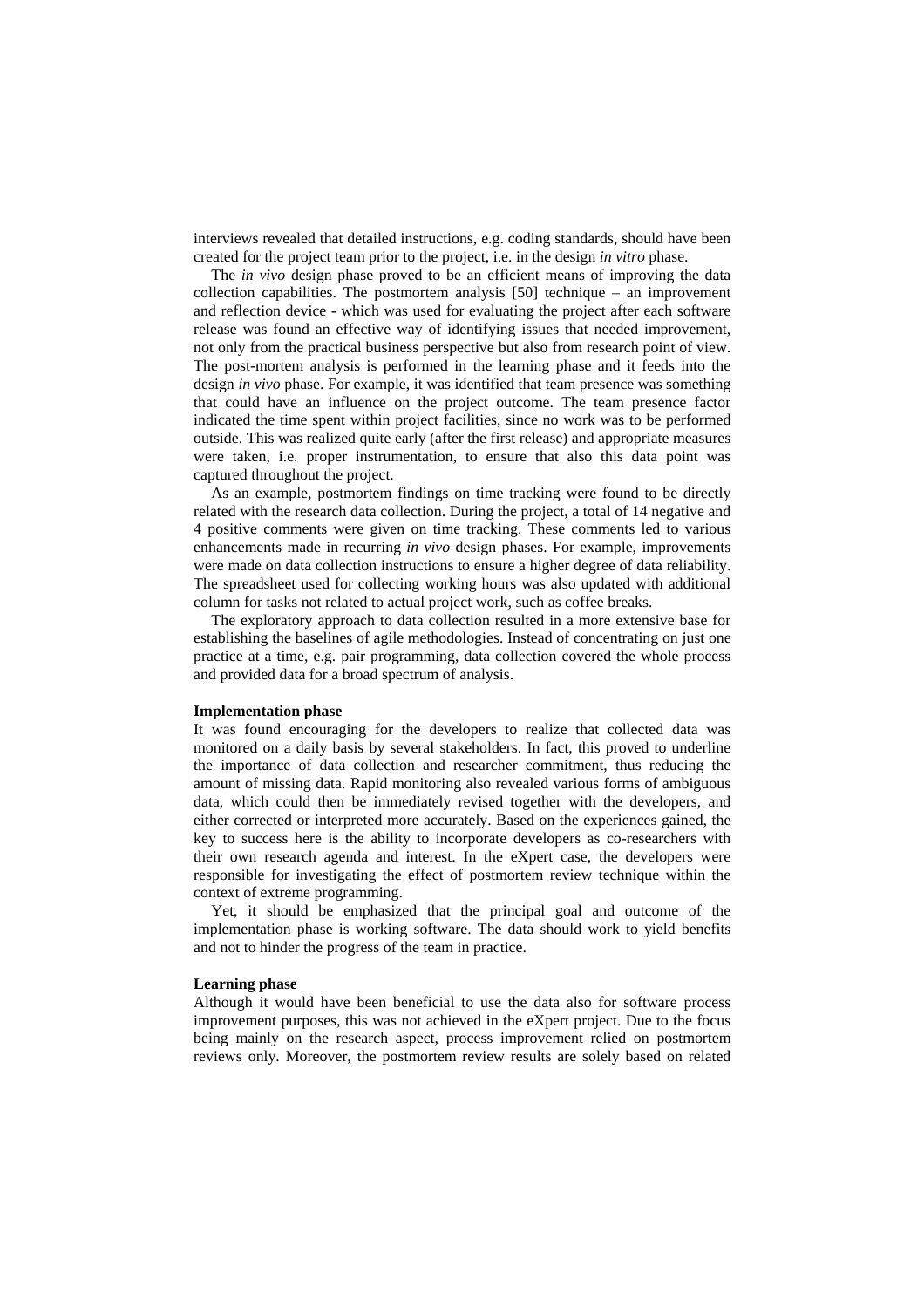interviews revealed that detailed instructions, e.g. coding standards, should have been created for the project team prior to the project, i.e. in the design *in vitro* phase.

The *in vivo* design phase proved to be an efficient means of improving the data collection capabilities. The postmortem analysis [50] technique – an improvement and reflection device - which was used for evaluating the project after each software release was found an effective way of identifying issues that needed improvement, not only from the practical business perspective but also from research point of view. The post-mortem analysis is performed in the learning phase and it feeds into the design *in vivo* phase. For example, it was identified that team presence was something that could have an influence on the project outcome. The team presence factor indicated the time spent within project facilities, since no work was to be performed outside. This was realized quite early (after the first release) and appropriate measures were taken, i.e. proper instrumentation, to ensure that also this data point was captured throughout the project.

As an example, postmortem findings on time tracking were found to be directly related with the research data collection. During the project, a total of 14 negative and 4 positive comments were given on time tracking. These comments led to various enhancements made in recurring *in vivo* design phases. For example, improvements were made on data collection instructions to ensure a higher degree of data reliability. The spreadsheet used for collecting working hours was also updated with additional column for tasks not related to actual project work, such as coffee breaks.

The exploratory approach to data collection resulted in a more extensive base for establishing the baselines of agile methodologies. Instead of concentrating on just one practice at a time, e.g. pair programming, data collection covered the whole process and provided data for a broad spectrum of analysis.

**Implementation phase**

It was found encouraging for the developers to realize that collected data was monitored on a daily basis by several stakeholders. In fact, this proved to underline the importance of data collection and researcher commitment, thus reducing the amount of missing data. Rapid monitoring also revealed various forms of ambiguous data, which could then be immediately revised together with the developers, and either corrected or interpreted more accurately. Based on the experiences gained, the key to success here is the ability to incorporate developers as co-researchers with their own research agenda and interest. In the eXpert case, the developers were responsible for investigating the effect of postmortem review technique within the context of extreme programming.

Yet, it should be emphasized that the principal goal and outcome of the implementation phase is working software. The data should work to yield benefits and not to hinder the progress of the team in practice.

**Learning phase**

Although it would have been beneficial to use the data also for software process improvement purposes, this was not achieved in the eXpert project. Due to the focus being mainly on the research aspect, process improvement relied on postmortem reviews only. Moreover, the postmortem review results are solely based on related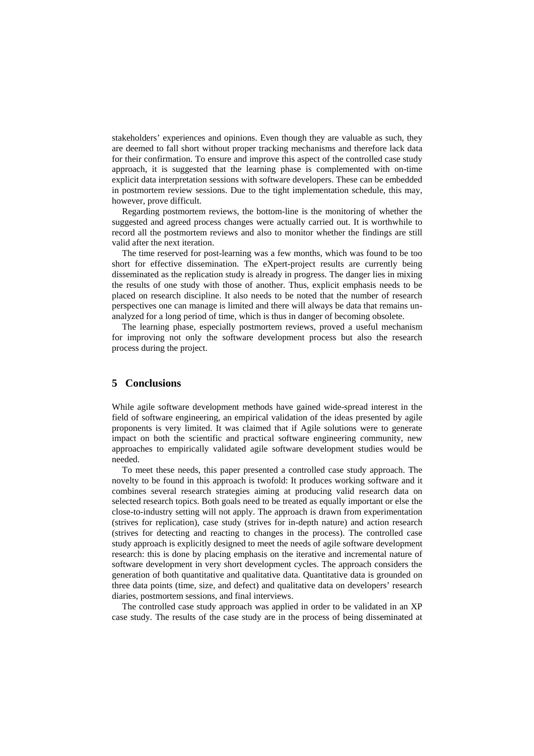stakeholders' experiences and opinions. Even though they are valuable as such, they are deemed to fall short without proper tracking mechanisms and therefore lack data for their confirmation. To ensure and improve this aspect of the controlled case study approach, it is suggested that the learning phase is complemented with on-time explicit data interpretation sessions with software developers. These can be embedded in postmortem review sessions. Due to the tight implementation schedule, this may, however, prove difficult.

Regarding postmortem reviews, the bottom-line is the monitoring of whether the suggested and agreed process changes were actually carried out. It is worthwhile to record all the postmortem reviews and also to monitor whether the findings are still valid after the next iteration.

The time reserved for post-learning was a few months, which was found to be too short for effective dissemination. The eXpert-project results are currently being disseminated as the replication study is already in progress. The danger lies in mixing the results of one study with those of another. Thus, explicit emphasis needs to be placed on research discipline. It also needs to be noted that the number of research perspectives one can manage is limited and there will always be data that remains un-analyzed for a long period of time, which is thus in danger of becoming obsolete.

The learning phase, especially postmortem reviews, proved a useful mechanism for improving not only the software development process but also the research process during the project.

## 5 Conclusions

While agile software development methods have gained wide-spread interest in the field of software engineering, an empirical validation of the ideas presented by agile proponents is very limited. It was claimed that if Agile solutions were to generate impact on both the scientific and practical software engineering community, new approaches to empirically validated agile software development studies would be needed.

To meet these needs, this paper presented a controlled case study approach. The novelty to be found in this approach is twofold: It produces working software and it combines several research strategies aiming at producing valid research data on selected research topics. Both goals need to be treated as equally important or else the close-to-industry setting will not apply. The approach is drawn from experimentation (strives for replication), case study (strives for in-depth nature) and action research (strives for detecting and reacting to changes in the process). The controlled case study approach is explicitly designed to meet the needs of agile software development research: this is done by placing emphasis on the iterative and incremental nature of software development in very short development cycles. The approach considers the generation of both quantitative and qualitative data. Quantitative data is grounded on three data points (time, size, and defect) and qualitative data on developers' research diaries, postmortem sessions, and final interviews.

The controlled case study approach was applied in order to be validated in an XP case study. The results of the case study are in the process of being disseminated at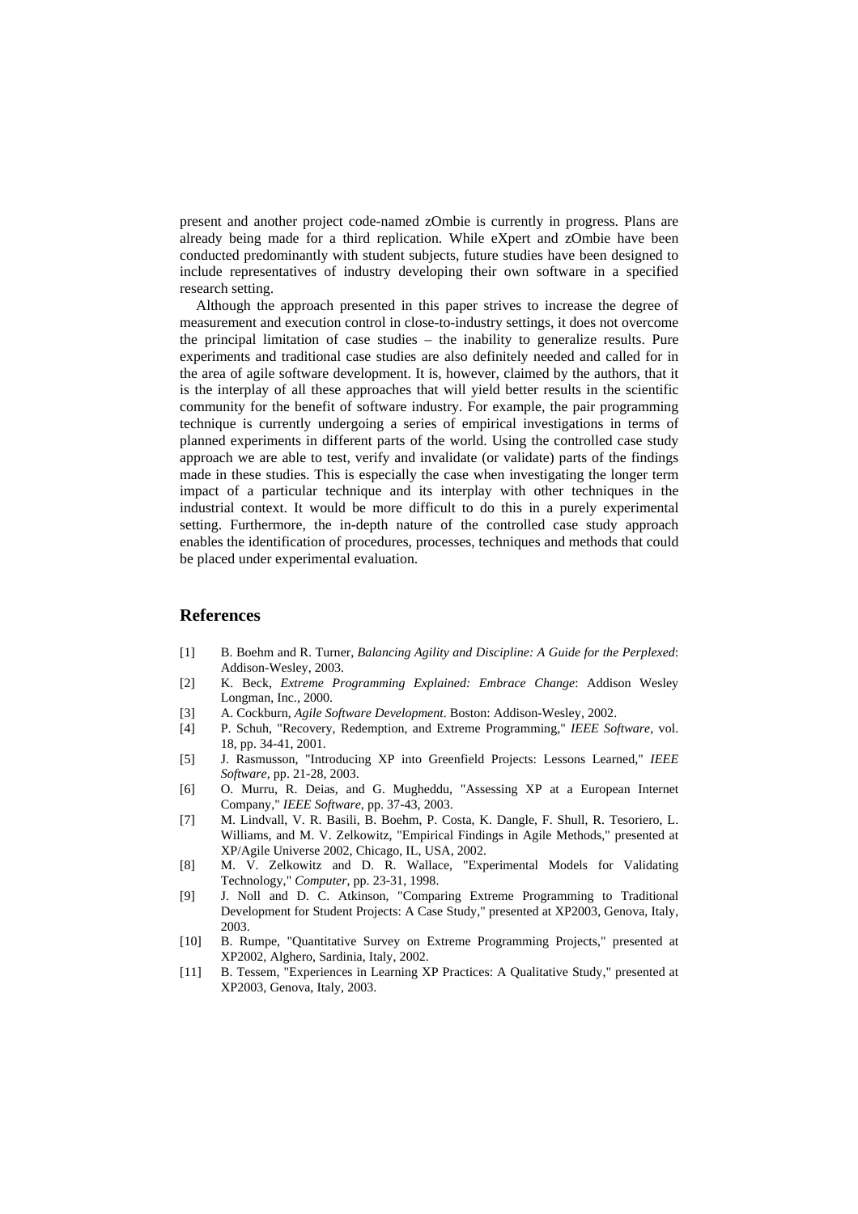present and another project code-named zOmbie is currently in progress. Plans are already being made for a third replication. While eXpert and zOmbie have been conducted predominantly with student subjects, future studies have been designed to include representatives of industry developing their own software in a specified research setting.

Although the approach presented in this paper strives to increase the degree of measurement and execution control in close-to-industry settings, it does not overcome the principal limitation of case studies – the inability to generalize results. Pure experiments and traditional case studies are also definitely needed and called for in the area of agile software development. It is, however, claimed by the authors, that it is the interplay of all these approaches that will yield better results in the scientific community for the benefit of software industry. For example, the pair programming technique is currently undergoing a series of empirical investigations in terms of planned experiments in different parts of the world. Using the controlled case study approach we are able to test, verify and invalidate (or validate) parts of the findings made in these studies. This is especially the case when investigating the longer term impact of a particular technique and its interplay with other techniques in the industrial context. It would be more difficult to do this in a purely experimental setting. Furthermore, the in-depth nature of the controlled case study approach enables the identification of procedures, processes, techniques and methods that could be placed under experimental evaluation.

## References

[1] B. Boehm and R. Turner, *Balancing Agility and Discipline: A Guide for the Perplexed*: Addison-Wesley, 2003.

[2] K. Beck, *Extreme Programming Explained: Embrace Change*: Addison Wesley Longman, Inc., 2000.

[3] A. Cockburn, *Agile Software Development*. Boston: Addison-Wesley, 2002.

[4] P. Schuh, "Recovery, Redemption, and Extreme Programming," *IEEE Software*, vol. 18, pp. 34-41, 2001.

[5] J. Rasmusson, "Introducing XP into Greenfield Projects: Lessons Learned," *IEEE Software*, pp. 21-28, 2003.

[6] O. Murru, R. Deias, and G. Mugheddu, "Assessing XP at a European Internet Company," *IEEE Software*, pp. 37-43, 2003.

[7] M. Lindvall, V. R. Basili, B. Boehm, P. Costa, K. Dangle, F. Shull, R. Tesoriero, L. Williams, and M. V. Zelkowitz, "Empirical Findings in Agile Methods," presented at XP/Agile Universe 2002, Chicago, IL, USA, 2002.

[8] M. V. Zelkowitz and D. R. Wallace, "Experimental Models for Validating Technology," *Computer*, pp. 23-31, 1998.

[9] J. Noll and D. C. Atkinson, "Comparing Extreme Programming to Traditional Development for Student Projects: A Case Study," presented at XP2003, Genova, Italy, 2003.

[10] B. Rumpe, "Quantitative Survey on Extreme Programming Projects," presented at XP2002, Alghero, Sardinia, Italy, 2002.

[11] B. Tessem, "Experiences in Learning XP Practices: A Qualitative Study," presented at XP2003, Genova, Italy, 2003.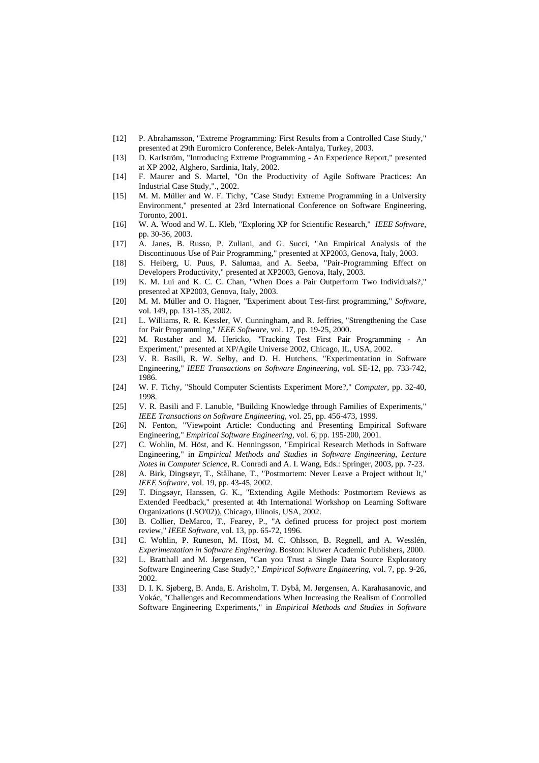[12] P. Abrahamsson, "Extreme Programming: First Results from a Controlled Case Study," presented at 29th Euromicro Conference, Belek-Antalya, Turkey, 2003.

[13] D. Karlström, "Introducing Extreme Programming - An Experience Report," presented at XP 2002, Alghero, Sardinia, Italy, 2002.

[14] F. Maurer and S. Martel, "On the Productivity of Agile Software Practices: An Industrial Case Study,"., 2002.

[15] M. M. Müller and W. F. Tichy, "Case Study: Extreme Programming in a University Environment," presented at 23rd International Conference on Software Engineering, Toronto, 2001.

[16] W. A. Wood and W. L. Kleb, "Exploring XP for Scientific Research," *IEEE Software*, pp. 30-36, 2003.

[17] A. Janes, B. Russo, P. Zuliani, and G. Succi, "An Empirical Analysis of the Discontinuous Use of Pair Programming," presented at XP2003, Genova, Italy, 2003.

[18] S. Heiberg, U. Puus, P. Salumaa, and A. Seeba, "Pair-Programming Effect on Developers Productivity," presented at XP2003, Genova, Italy, 2003.

[19] K. M. Lui and K. C. C. Chan, "When Does a Pair Outperform Two Individuals?," presented at XP2003, Genova, Italy, 2003.

[20] M. M. Müller and O. Hagner, "Experiment about Test-first programming," *Software*, vol. 149, pp. 131-135, 2002.

[21] L. Williams, R. R. Kessler, W. Cunningham, and R. Jeffries, "Strengthening the Case for Pair Programming," *IEEE Software*, vol. 17, pp. 19-25, 2000.

[22] M. Rostaher and M. Hericko, "Tracking Test First Pair Programming - An Experiment," presented at XP/Agile Universe 2002, Chicago, IL, USA, 2002.

[23] V. R. Basili, R. W. Selby, and D. H. Hutchens, "Experimentation in Software Engineering," *IEEE Transactions on Software Engineering*, vol. SE-12, pp. 733-742, 1986.

[24] W. F. Tichy, "Should Computer Scientists Experiment More?," *Computer*, pp. 32-40, 1998.

[25] V. R. Basili and F. Lanuble, "Building Knowledge through Families of Experiments," *IEEE Transactions on Software Engineering*, vol. 25, pp. 456-473, 1999.

[26] N. Fenton, "Viewpoint Article: Conducting and Presenting Empirical Software Engineering," *Empirical Software Engineering*, vol. 6, pp. 195-200, 2001.

[27] C. Wohlin, M. Höst, and K. Henningsson, "Empirical Research Methods in Software Engineering," in *Empirical Methods and Studies in Software Engineering, Lecture Notes in Computer Science*, R. Conradi and A. I. Wang, Eds.: Springer, 2003, pp. 7-23.

[28] A. Birk, Dingsøyr, T., Stålhane, T., "Postmortem: Never Leave a Project without It," *IEEE Software*, vol. 19, pp. 43-45, 2002.

[29] T. Dingsøyr, Hanssen, G. K., "Extending Agile Methods: Postmortem Reviews as Extended Feedback," presented at 4th International Workshop on Learning Software Organizations (LSO'02)), Chicago, Illinois, USA, 2002.

[30] B. Collier, DeMarco, T., Fearey, P., "A defined process for project post mortem review," *IEEE Software*, vol. 13, pp. 65-72, 1996.

[31] C. Wohlin, P. Runeson, M. Höst, M. C. Ohlsson, B. Regnell, and A. Wesslén, *Experimentation in Software Engineering*. Boston: Kluwer Academic Publishers, 2000.

[32] L. Bratthall and M. Jørgensen, "Can you Trust a Single Data Source Exploratory Software Engineering Case Study?," *Empirical Software Engineering*, vol. 7, pp. 9-26, 2002.

[33] D. I. K. Sjøberg, B. Anda, E. Arisholm, T. Dybå, M. Jørgensen, A. Karahasanovic, and Vokác, "Challenges and Recommendations When Increasing the Realism of Controlled Software Engineering Experiments," in *Empirical Methods and Studies in Software*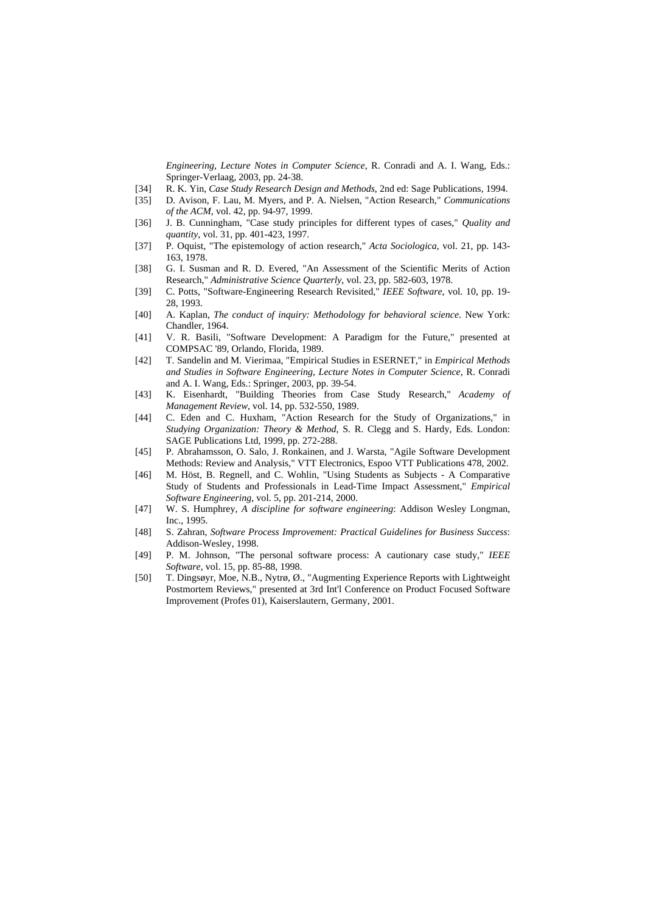*Engineering, Lecture Notes in Computer Science*, R. Conradi and A. I. Wang, Eds.: Springer-Verlaag, 2003, pp. 24-38.

[34] R. K. Yin, *Case Study Research Design and Methods*, 2nd ed: Sage Publications, 1994.

[35] D. Avison, F. Lau, M. Myers, and P. A. Nielsen, "Action Research," *Communications of the ACM*, vol. 42, pp. 94-97, 1999.

[36] J. B. Cunningham, "Case study principles for different types of cases," *Quality and quantity*, vol. 31, pp. 401-423, 1997.

[37] P. Oquist, "The epistemology of action research," *Acta Sociologica*, vol. 21, pp. 143-163, 1978.

[38] G. I. Susman and R. D. Evered, "An Assessment of the Scientific Merits of Action Research," *Administrative Science Quarterly*, vol. 23, pp. 582-603, 1978.

[39] C. Potts, "Software-Engineering Research Revisited," *IEEE Software*, vol. 10, pp. 19-28, 1993.

[40] A. Kaplan, *The conduct of inquiry: Methodology for behavioral science*. New York: Chandler, 1964.

[41] V. R. Basili, "Software Development: A Paradigm for the Future," presented at COMPSAC '89, Orlando, Florida, 1989.

[42] T. Sandelin and M. Vierimaa, "Empirical Studies in ESERNET," in *Empirical Methods and Studies in Software Engineering, Lecture Notes in Computer Science*, R. Conradi and A. I. Wang, Eds.: Springer, 2003, pp. 39-54.

[43] K. Eisenhardt, "Building Theories from Case Study Research," *Academy of Management Review*, vol. 14, pp. 532-550, 1989.

[44] C. Eden and C. Huxham, "Action Research for the Study of Organizations," in *Studying Organization: Theory & Method*, S. R. Clegg and S. Hardy, Eds. London: SAGE Publications Ltd, 1999, pp. 272-288.

[45] P. Abrahamsson, O. Salo, J. Ronkainen, and J. Warsta, "Agile Software Development Methods: Review and Analysis," VTT Electronics, Espoo VTT Publications 478, 2002.

[46] M. Höst, B. Regnell, and C. Wohlin, "Using Students as Subjects - A Comparative Study of Students and Professionals in Lead-Time Impact Assessment," *Empirical Software Engineering*, vol. 5, pp. 201-214, 2000.

[47] W. S. Humphrey, *A discipline for software engineering*: Addison Wesley Longman, Inc., 1995.

[48] S. Zahran, *Software Process Improvement: Practical Guidelines for Business Success*: Addison-Wesley, 1998.

[49] P. M. Johnson, "The personal software process: A cautionary case study," *IEEE Software*, vol. 15, pp. 85-88, 1998.

[50] T. Dingsøyr, Moe, N.B., Nytrø, Ø., "Augmenting Experience Reports with Lightweight Postmortem Reviews," presented at 3rd Int'l Conference on Product Focused Software Improvement (Profes 01), Kaiserslautern, Germany, 2001.